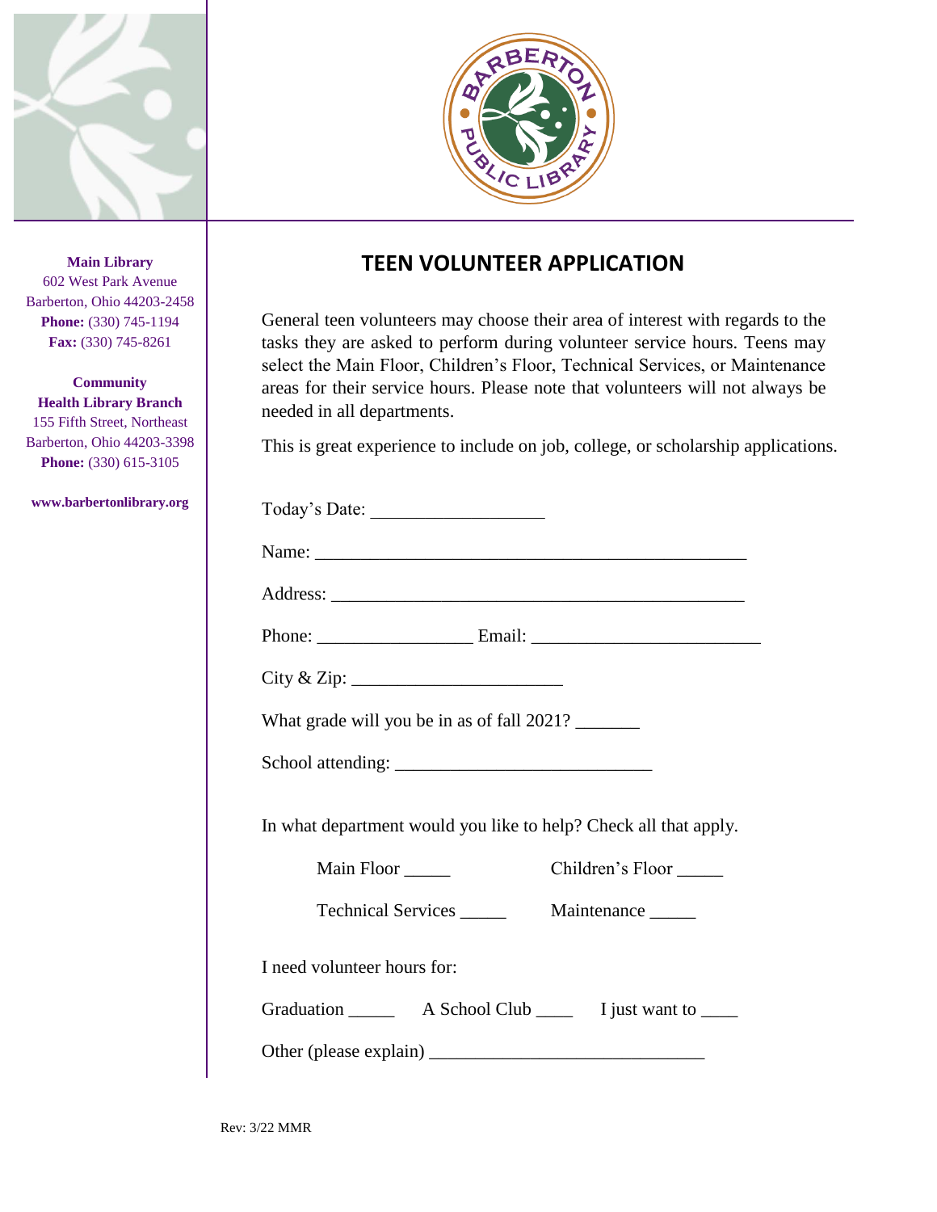**Main Library**
602 West Park Avenue
Barberton, Ohio 44203-2458
**Phone:** (330) 745-1194
**Fax:** (330) 745-8261

**Community Health Library Branch**
155 Fifth Street, Northeast
Barberton, Ohio 44203-3398
**Phone:** (330) 615-3105

**www.barbertonlibrary.org**

# TEEN VOLUNTEER APPLICATION

General teen volunteers may choose their area of interest with regards to the tasks they are asked to perform during volunteer service hours. Teens may select the Main Floor, Children's Floor, Technical Services, or Maintenance areas for their service hours. Please note that volunteers will not always be needed in all departments.

This is great experience to include on job, college, or scholarship applications.

Today's Date: ___________________

Name: ________________________________________________

Address: ______________________________________________

Phone: _________________ Email: _________________________

City & Zip: _______________________

What grade will you be in as of fall 2021? _______

School attending: ____________________________

In what department would you like to help? Check all that apply.

Main Floor _____ Children's Floor _____

Technical Services _____ Maintenance _____

I need volunteer hours for:

Graduation _____ A School Club ____ I just want to ____

Other (please explain) ______________________________

Rev: 3/22 MMR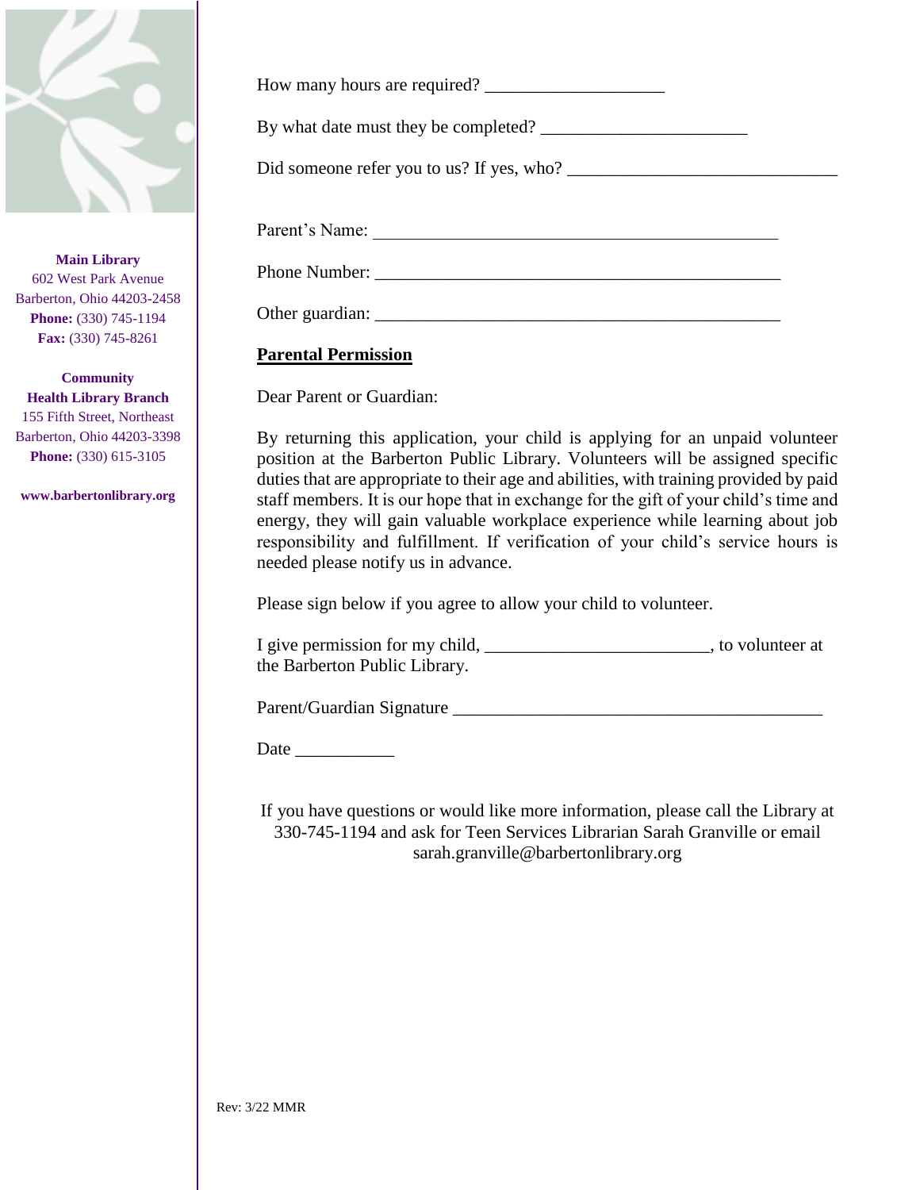**Main Library**
602 West Park Avenue
Barberton, Ohio 44203-2458
**Phone:** (330) 745-1194
**Fax:** (330) 745-8261

**Community Health Library Branch**
155 Fifth Street, Northeast
Barberton, Ohio 44203-3398
**Phone:** (330) 615-3105

**www.barbertonlibrary.org**

How many hours are required? ____________________

By what date must they be completed? _______________________

Did someone refer you to us? If yes, who? ______________________________

Parent's Name: ______________________________________________

Phone Number: ______________________________________________

Other guardian: ______________________________________________

**Parental Permission**

Dear Parent or Guardian:

By returning this application, your child is applying for an unpaid volunteer position at the Barberton Public Library. Volunteers will be assigned specific duties that are appropriate to their age and abilities, with training provided by paid staff members. It is our hope that in exchange for the gift of your child's time and energy, they will gain valuable workplace experience while learning about job responsibility and fulfillment. If verification of your child's service hours is needed please notify us in advance.

Please sign below if you agree to allow your child to volunteer.

I give permission for my child, _________________________, to volunteer at the Barberton Public Library.

Parent/Guardian Signature __________________________________________

Date ___________

If you have questions or would like more information, please call the Library at 330-745-1194 and ask for Teen Services Librarian Sarah Granville or email sarah.granville@barbertonlibrary.org

Rev: 3/22 MMR